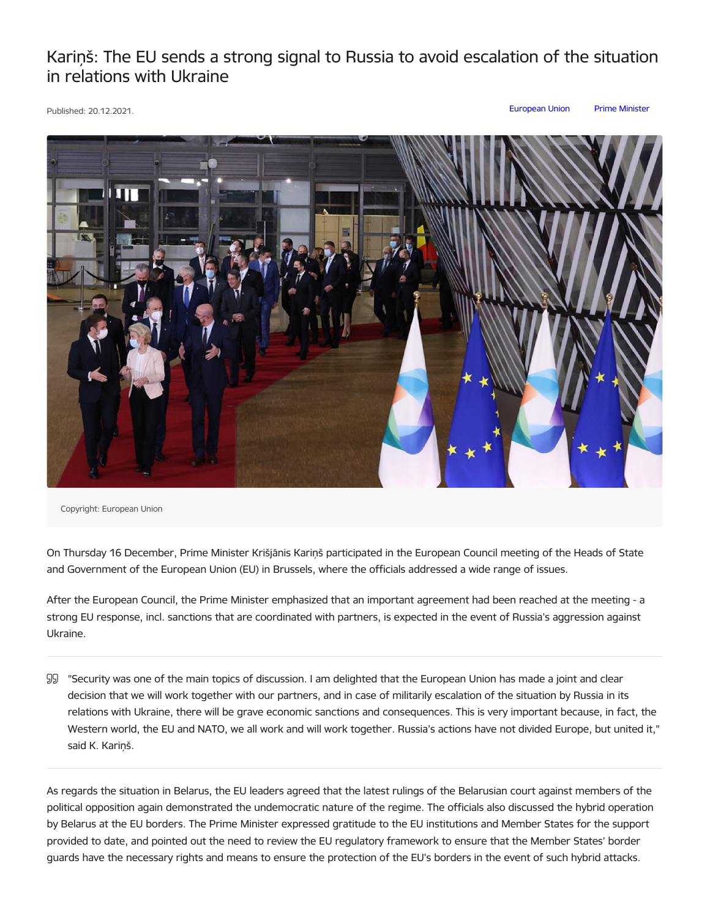# Kariņš: The EU sends a strong signal to Russia to avoid escalation of the situation in relations with Ukraine

Published: 20.12.2021.

European Union Prime Minister

Copyright: European Union

On Thursday 16 December, Prime Minister Krišjānis Kariņš participated in the European Council meeting of the Heads of State and Government of the European Union (EU) in Brussels, where the officials addressed a wide range of issues.

After the European Council, the Prime Minister emphasized that an important agreement had been reached at the meeting - a strong EU response, incl. sanctions that are coordinated with partners, is expected in the event of Russia's aggression against Ukraine.

> "Security was one of the main topics of discussion. I am delighted that the European Union has made a joint and clear decision that we will work together with our partners, and in case of militarily escalation of the situation by Russia in its relations with Ukraine, there will be grave economic sanctions and consequences. This is very important because, in fact, the Western world, the EU and NATO, we all work and will work together. Russia's actions have not divided Europe, but united it," said K. Kariņš.

As regards the situation in Belarus, the EU leaders agreed that the latest rulings of the Belarusian court against members of the political opposition again demonstrated the undemocratic nature of the regime. The officials also discussed the hybrid operation by Belarus at the EU borders. The Prime Minister expressed gratitude to the EU institutions and Member States for the support provided to date, and pointed out the need to review the EU regulatory framework to ensure that the Member States' border guards have the necessary rights and means to ensure the protection of the EU's borders in the event of such hybrid attacks.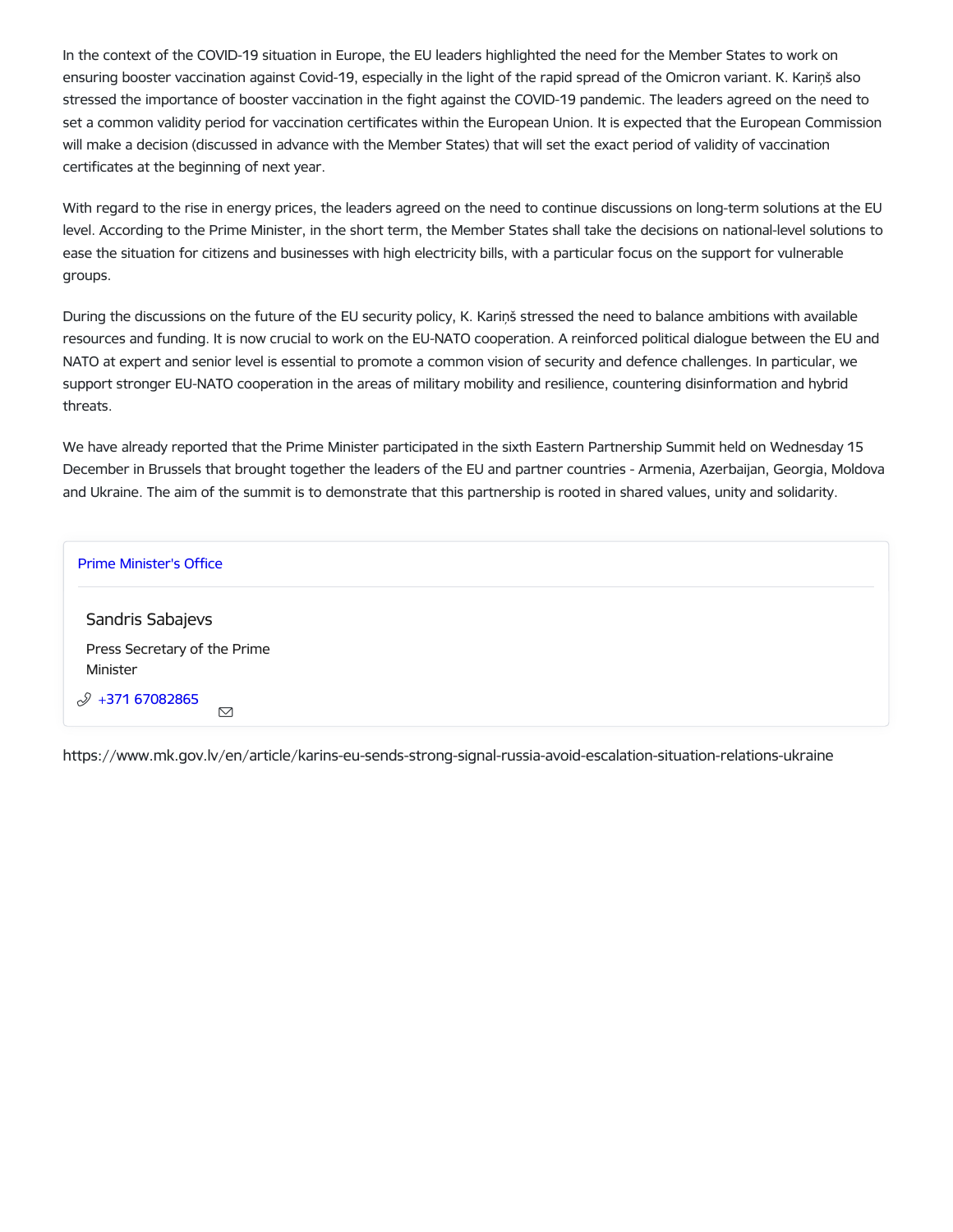In the context of the COVID-19 situation in Europe, the EU leaders highlighted the need for the Member States to work on ensuring booster vaccination against Covid-19, especially in the light of the rapid spread of the Omicron variant. K. Kariņš also stressed the importance of booster vaccination in the fight against the COVID-19 pandemic. The leaders agreed on the need to set a common validity period for vaccination certificates within the European Union. It is expected that the European Commission will make a decision (discussed in advance with the Member States) that will set the exact period of validity of vaccination certificates at the beginning of next year.

With regard to the rise in energy prices, the leaders agreed on the need to continue discussions on long-term solutions at the EU level. According to the Prime Minister, in the short term, the Member States shall take the decisions on national-level solutions to ease the situation for citizens and businesses with high electricity bills, with a particular focus on the support for vulnerable groups.

During the discussions on the future of the EU security policy, K. Kariņš stressed the need to balance ambitions with available resources and funding. It is now crucial to work on the EU-NATO cooperation. A reinforced political dialogue between the EU and NATO at expert and senior level is essential to promote a common vision of security and defence challenges. In particular, we support stronger EU-NATO cooperation in the areas of military mobility and resilience, countering disinformation and hybrid threats.

We have already reported that the Prime Minister participated in the sixth Eastern Partnership Summit held on Wednesday 15 December in Brussels that brought together the leaders of the EU and partner countries - Armenia, Azerbaijan, Georgia, Moldova and Ukraine. The aim of the summit is to demonstrate that this partnership is rooted in shared values, unity and solidarity.

Prime Minister's Office

Sandris Sabajevs

Press Secretary of the Prime Minister

+371 67082865

https://www.mk.gov.lv/en/article/karins-eu-sends-strong-signal-russia-avoid-escalation-situation-relations-ukraine